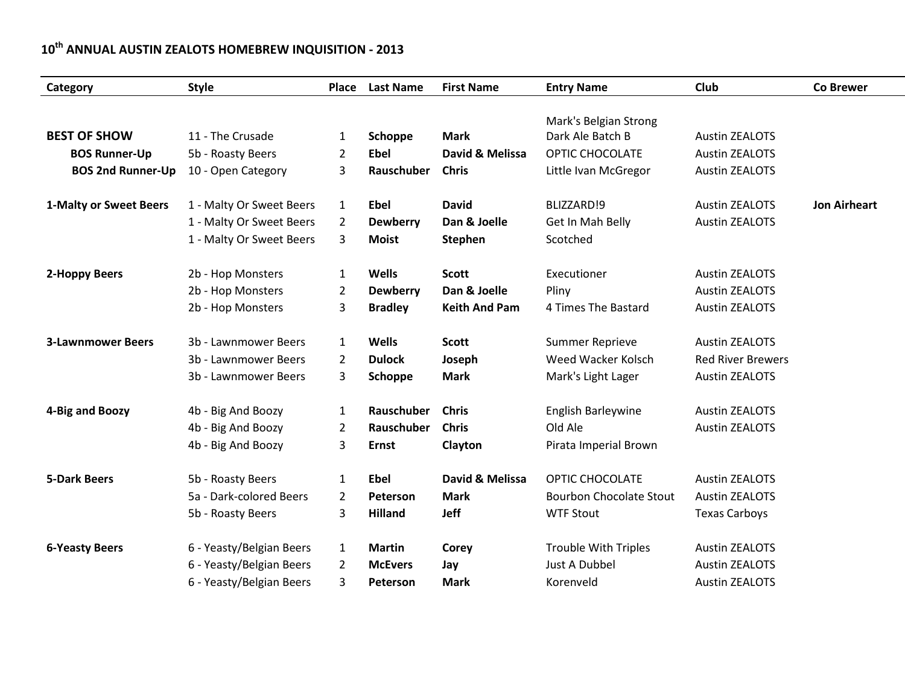# 10th ANNUAL AUSTIN ZEALOTS HOMEBREW INQUISITION - 2013

| Category | Style | Place | Last Name | First Name | Entry Name | Club | Co Brewer |
|---|---|---|---|---|---|---|---|
| **BEST OF SHOW** | 11 - The Crusade | 1 | **Schoppe** | **Mark** | Mark's Belgian Strong Dark Ale Batch B | Austin ZEALOTS | |
| **BOS Runner-Up** | 5b - Roasty Beers | 2 | **Ebel** | **David & Melissa** | OPTIC CHOCOLATE | Austin ZEALOTS | |
| **BOS 2nd Runner-Up** | 10 - Open Category | 3 | **Rauschuber** | **Chris** | Little Ivan McGregor | Austin ZEALOTS | |
| | | | | | | | |
| **1-Malty or Sweet Beers** | 1 - Malty Or Sweet Beers | 1 | **Ebel** | **David** | BLIZZARD!9 | Austin ZEALOTS | **Jon Airheart** |
| | 1 - Malty Or Sweet Beers | 2 | **Dewberry** | **Dan & Joelle** | Get In Mah Belly | Austin ZEALOTS | |
| | 1 - Malty Or Sweet Beers | 3 | **Moist** | **Stephen** | Scotched | | |
| | | | | | | | |
| **2-Hoppy Beers** | 2b - Hop Monsters | 1 | **Wells** | **Scott** | Executioner | Austin ZEALOTS | |
| | 2b - Hop Monsters | 2 | **Dewberry** | **Dan & Joelle** | Pliny | Austin ZEALOTS | |
| | 2b - Hop Monsters | 3 | **Bradley** | **Keith And Pam** | 4 Times The Bastard | Austin ZEALOTS | |
| | | | | | | | |
| **3-Lawnmower Beers** | 3b - Lawnmower Beers | 1 | **Wells** | **Scott** | Summer Reprieve | Austin ZEALOTS | |
| | 3b - Lawnmower Beers | 2 | **Dulock** | **Joseph** | Weed Wacker Kolsch | Red River Brewers | |
| | 3b - Lawnmower Beers | 3 | **Schoppe** | **Mark** | Mark's Light Lager | Austin ZEALOTS | |
| | | | | | | | |
| **4-Big and Boozy** | 4b - Big And Boozy | 1 | **Rauschuber** | **Chris** | English Barleywine | Austin ZEALOTS | |
| | 4b - Big And Boozy | 2 | **Rauschuber** | **Chris** | Old Ale | Austin ZEALOTS | |
| | 4b - Big And Boozy | 3 | **Ernst** | **Clayton** | Pirata Imperial Brown | | |
| | | | | | | | |
| **5-Dark Beers** | 5b - Roasty Beers | 1 | **Ebel** | **David & Melissa** | OPTIC CHOCOLATE | Austin ZEALOTS | |
| | 5a - Dark-colored Beers | 2 | **Peterson** | **Mark** | Bourbon Chocolate Stout | Austin ZEALOTS | |
| | 5b - Roasty Beers | 3 | **Hilland** | **Jeff** | WTF Stout | Texas Carboys | |
| | | | | | | | |
| **6-Yeasty Beers** | 6 - Yeasty/Belgian Beers | 1 | **Martin** | **Corey** | Trouble With Triples | Austin ZEALOTS | |
| | 6 - Yeasty/Belgian Beers | 2 | **McEvers** | **Jay** | Just A Dubbel | Austin ZEALOTS | |
| | 6 - Yeasty/Belgian Beers | 3 | **Peterson** | **Mark** | Korenveld | Austin ZEALOTS | |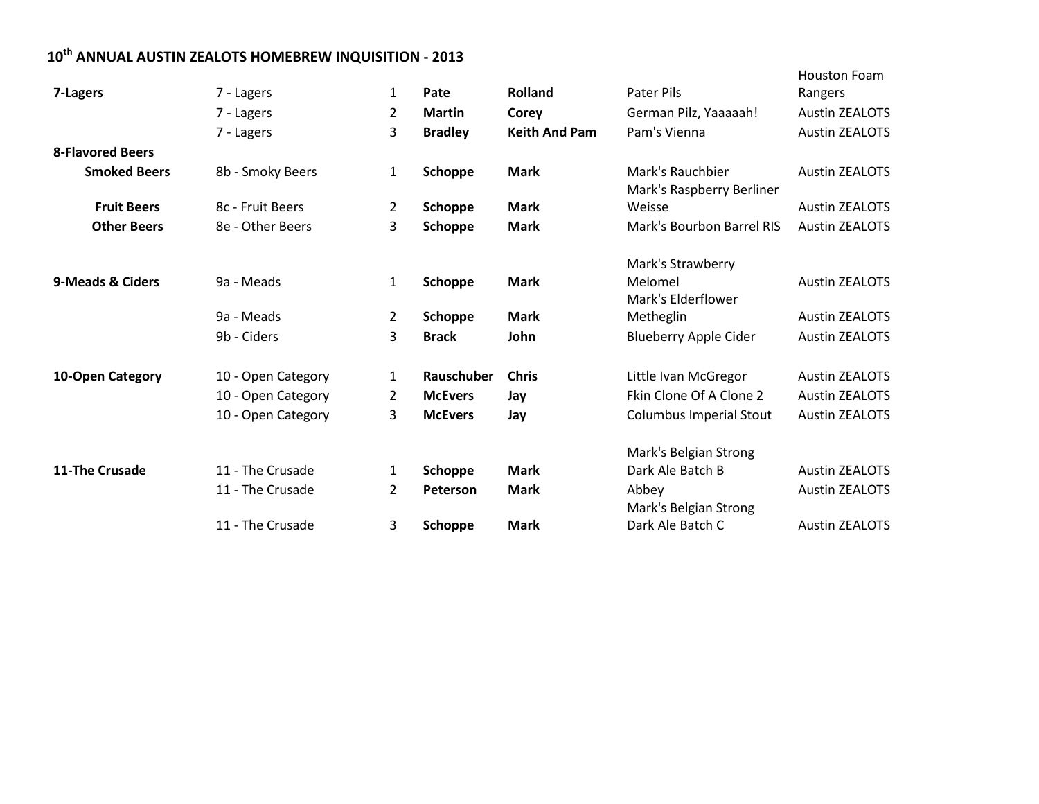# 10th ANNUAL AUSTIN ZEALOTS HOMEBREW INQUISITION - 2013

| | | | | | | |
|---|---|---|---|---|---|---|
| **7-Lagers** | 7 - Lagers | 1 | **Pate** | **Rolland** | Pater Pils | Houston Foam Rangers |
| | 7 - Lagers | 2 | **Martin** | **Corey** | German Pilz, Yaaaaah! | Austin ZEALOTS |
| | 7 - Lagers | 3 | **Bradley** | **Keith And Pam** | Pam's Vienna | Austin ZEALOTS |
| **8-Flavored Beers** | | | | | | |
| **Smoked Beers** | 8b - Smoky Beers | 1 | **Schoppe** | **Mark** | Mark's Rauchbier | Austin ZEALOTS |
| **Fruit Beers** | 8c - Fruit Beers | 2 | **Schoppe** | **Mark** | Mark's Raspberry Berliner Weisse | Austin ZEALOTS |
| **Other Beers** | 8e - Other Beers | 3 | **Schoppe** | **Mark** | Mark's Bourbon Barrel RIS | Austin ZEALOTS |
| **9-Meads & Ciders** | 9a - Meads | 1 | **Schoppe** | **Mark** | Mark's Strawberry Melomel | Austin ZEALOTS |
| | 9a - Meads | 2 | **Schoppe** | **Mark** | Mark's Elderflower Metheglin | Austin ZEALOTS |
| | 9b - Ciders | 3 | **Brack** | **John** | Blueberry Apple Cider | Austin ZEALOTS |
| **10-Open Category** | 10 - Open Category | 1 | **Rauschuber** | **Chris** | Little Ivan McGregor | Austin ZEALOTS |
| | 10 - Open Category | 2 | **McEvers** | **Jay** | Fkin Clone Of A Clone 2 | Austin ZEALOTS |
| | 10 - Open Category | 3 | **McEvers** | **Jay** | Columbus Imperial Stout | Austin ZEALOTS |
| **11-The Crusade** | 11 - The Crusade | 1 | **Schoppe** | **Mark** | Mark's Belgian Strong Dark Ale Batch B | Austin ZEALOTS |
| | 11 - The Crusade | 2 | **Peterson** | **Mark** | Abbey | Austin ZEALOTS |
| | 11 - The Crusade | 3 | **Schoppe** | **Mark** | Mark's Belgian Strong Dark Ale Batch C | Austin ZEALOTS |